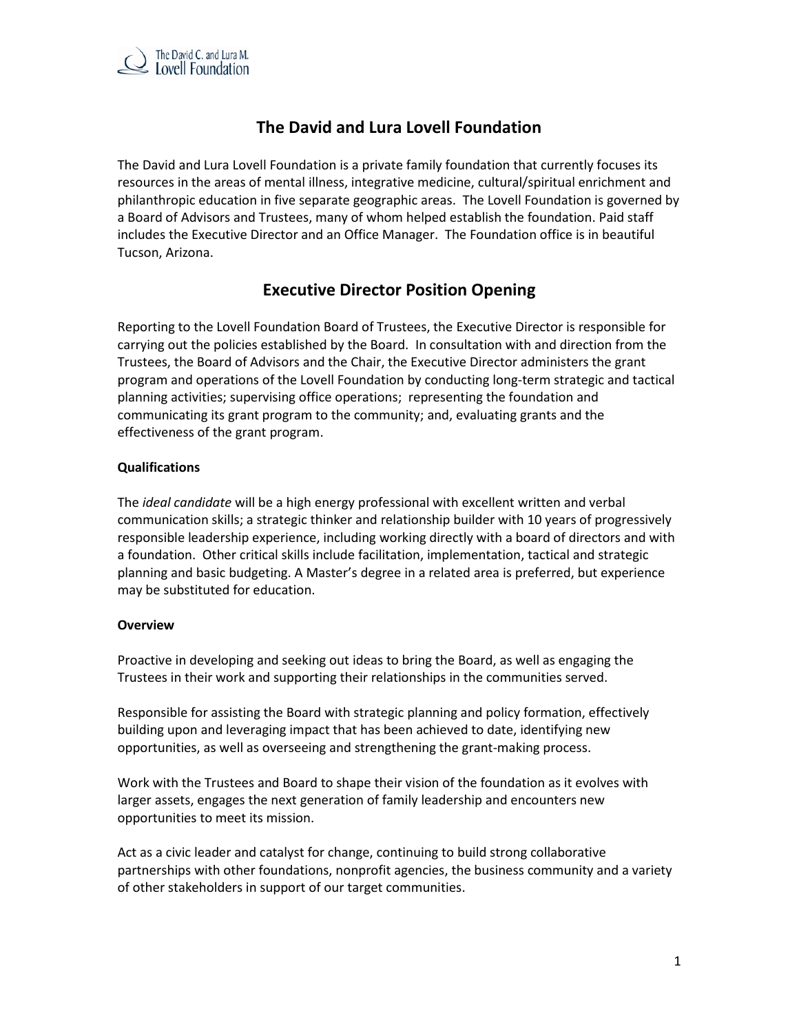# The David and Lura Lovell Foundation

The David and Lura Lovell Foundation is a private family foundation that currently focuses its resources in the areas of mental illness, integrative medicine, cultural/spiritual enrichment and philanthropic education in five separate geographic areas. The Lovell Foundation is governed by a Board of Advisors and Trustees, many of whom helped establish the foundation. Paid staff includes the Executive Director and an Office Manager. The Foundation office is in beautiful Tucson, Arizona.

## Executive Director Position Opening

Reporting to the Lovell Foundation Board of Trustees, the Executive Director is responsible for carrying out the policies established by the Board. In consultation with and direction from the Trustees, the Board of Advisors and the Chair, the Executive Director administers the grant program and operations of the Lovell Foundation by conducting long-term strategic and tactical planning activities; supervising office operations; representing the foundation and communicating its grant program to the community; and, evaluating grants and the effectiveness of the grant program.

**Qualifications**

The *ideal candidate* will be a high energy professional with excellent written and verbal communication skills; a strategic thinker and relationship builder with 10 years of progressively responsible leadership experience, including working directly with a board of directors and with a foundation. Other critical skills include facilitation, implementation, tactical and strategic planning and basic budgeting. A Master's degree in a related area is preferred, but experience may be substituted for education.

**Overview**

Proactive in developing and seeking out ideas to bring the Board, as well as engaging the Trustees in their work and supporting their relationships in the communities served.

Responsible for assisting the Board with strategic planning and policy formation, effectively building upon and leveraging impact that has been achieved to date, identifying new opportunities, as well as overseeing and strengthening the grant-making process.

Work with the Trustees and Board to shape their vision of the foundation as it evolves with larger assets, engages the next generation of family leadership and encounters new opportunities to meet its mission.

Act as a civic leader and catalyst for change, continuing to build strong collaborative partnerships with other foundations, nonprofit agencies, the business community and a variety of other stakeholders in support of our target communities.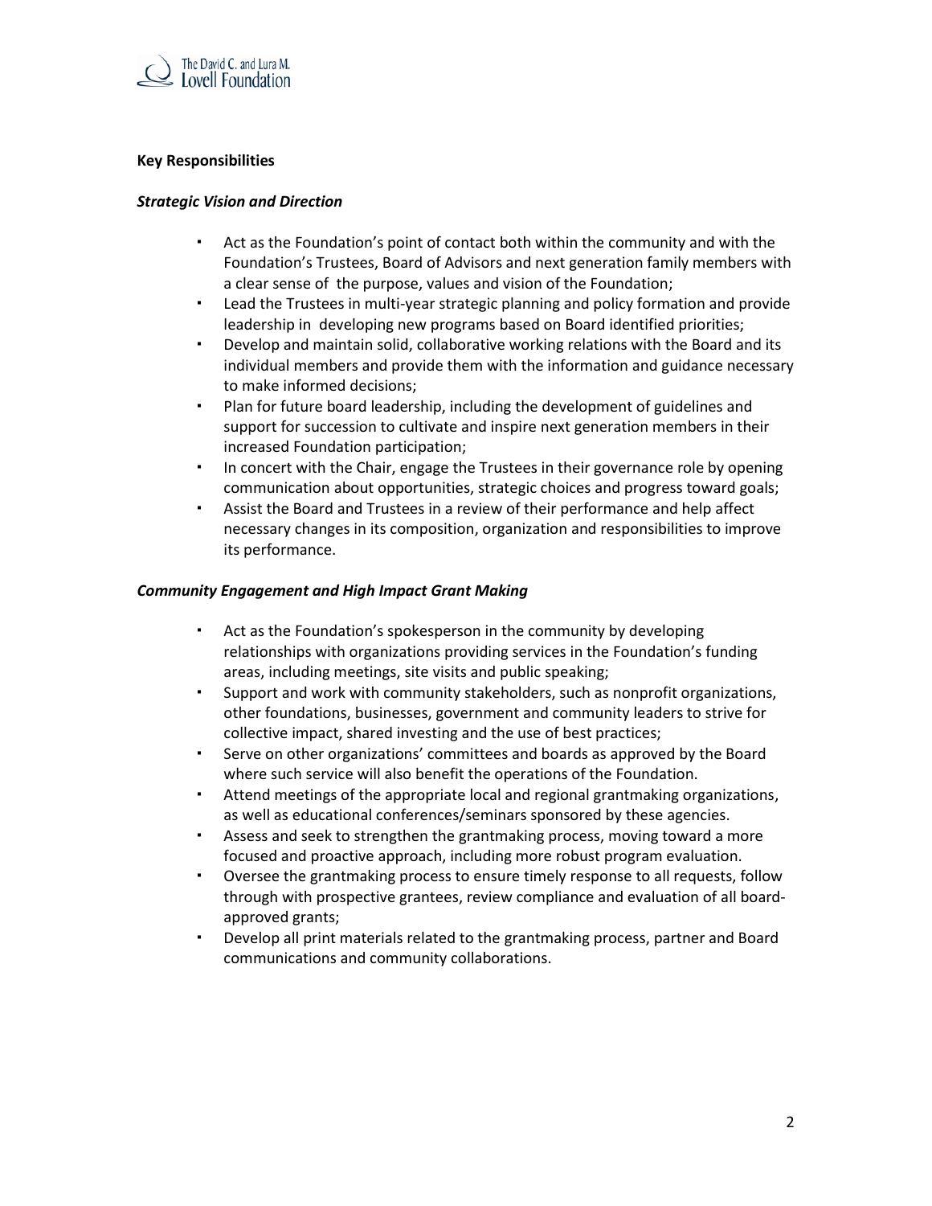**Key Responsibilities**

***Strategic Vision and Direction***

- Act as the Foundation's point of contact both within the community and with the Foundation's Trustees, Board of Advisors and next generation family members with a clear sense of the purpose, values and vision of the Foundation;
- Lead the Trustees in multi-year strategic planning and policy formation and provide leadership in developing new programs based on Board identified priorities;
- Develop and maintain solid, collaborative working relations with the Board and its individual members and provide them with the information and guidance necessary to make informed decisions;
- Plan for future board leadership, including the development of guidelines and support for succession to cultivate and inspire next generation members in their increased Foundation participation;
- In concert with the Chair, engage the Trustees in their governance role by opening communication about opportunities, strategic choices and progress toward goals;
- Assist the Board and Trustees in a review of their performance and help affect necessary changes in its composition, organization and responsibilities to improve its performance.

***Community Engagement and High Impact Grant Making***

- Act as the Foundation's spokesperson in the community by developing relationships with organizations providing services in the Foundation's funding areas, including meetings, site visits and public speaking;
- Support and work with community stakeholders, such as nonprofit organizations, other foundations, businesses, government and community leaders to strive for collective impact, shared investing and the use of best practices;
- Serve on other organizations' committees and boards as approved by the Board where such service will also benefit the operations of the Foundation.
- Attend meetings of the appropriate local and regional grantmaking organizations, as well as educational conferences/seminars sponsored by these agencies.
- Assess and seek to strengthen the grantmaking process, moving toward a more focused and proactive approach, including more robust program evaluation.
- Oversee the grantmaking process to ensure timely response to all requests, follow through with prospective grantees, review compliance and evaluation of all board-approved grants;
- Develop all print materials related to the grantmaking process, partner and Board communications and community collaborations.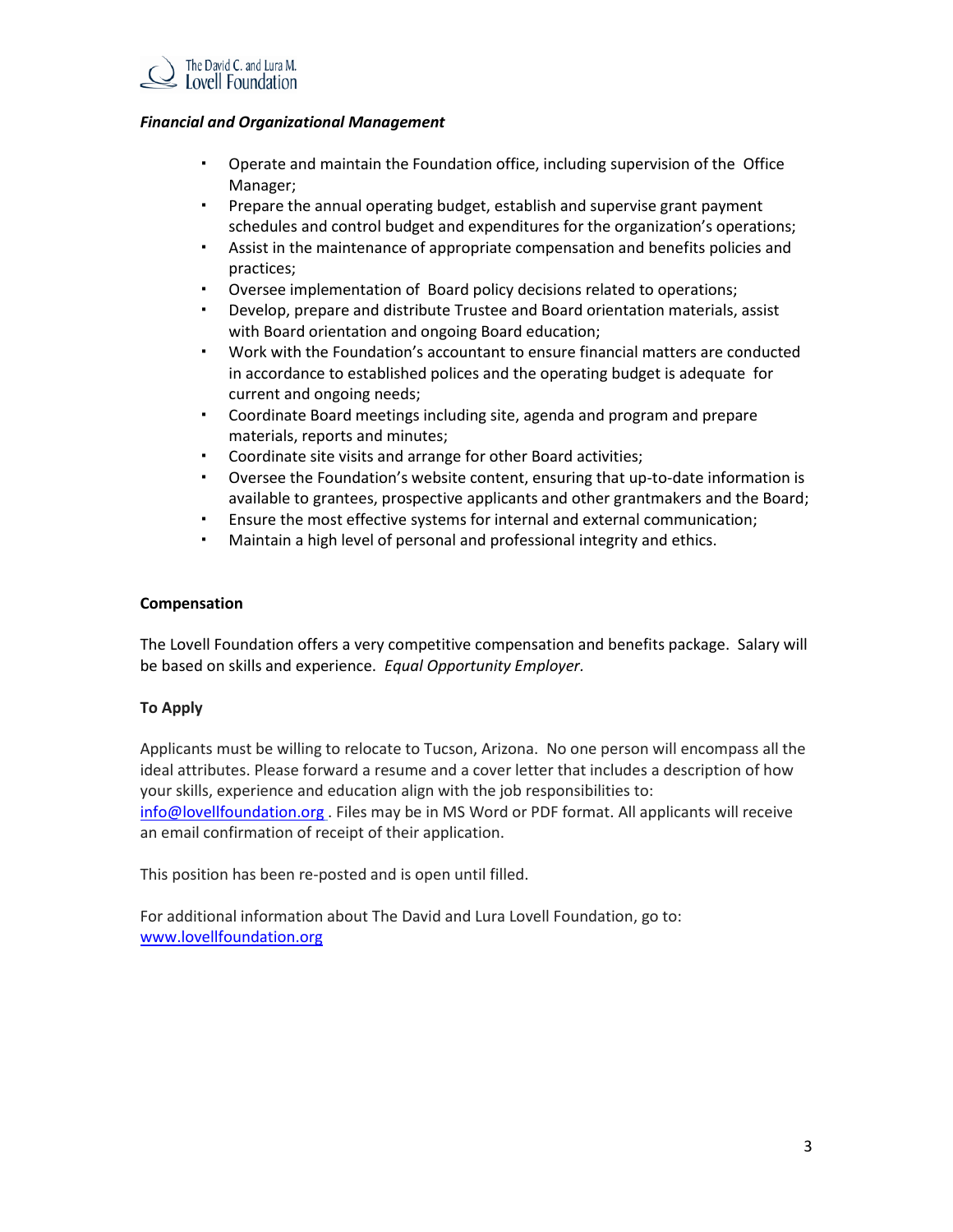***Financial and Organizational Management***

- Operate and maintain the Foundation office, including supervision of the Office Manager;
- Prepare the annual operating budget, establish and supervise grant payment schedules and control budget and expenditures for the organization's operations;
- Assist in the maintenance of appropriate compensation and benefits policies and practices;
- Oversee implementation of Board policy decisions related to operations;
- Develop, prepare and distribute Trustee and Board orientation materials, assist with Board orientation and ongoing Board education;
- Work with the Foundation's accountant to ensure financial matters are conducted in accordance to established polices and the operating budget is adequate for current and ongoing needs;
- Coordinate Board meetings including site, agenda and program and prepare materials, reports and minutes;
- Coordinate site visits and arrange for other Board activities;
- Oversee the Foundation's website content, ensuring that up-to-date information is available to grantees, prospective applicants and other grantmakers and the Board;
- Ensure the most effective systems for internal and external communication;
- Maintain a high level of personal and professional integrity and ethics.

**Compensation**

The Lovell Foundation offers a very competitive compensation and benefits package. Salary will be based on skills and experience. *Equal Opportunity Employer.*

**To Apply**

Applicants must be willing to relocate to Tucson, Arizona. No one person will encompass all the ideal attributes. Please forward a resume and a cover letter that includes a description of how your skills, experience and education align with the job responsibilities to: info@lovellfoundation.org . Files may be in MS Word or PDF format. All applicants will receive an email confirmation of receipt of their application.

This position has been re-posted and is open until filled.

For additional information about The David and Lura Lovell Foundation, go to: www.lovellfoundation.org